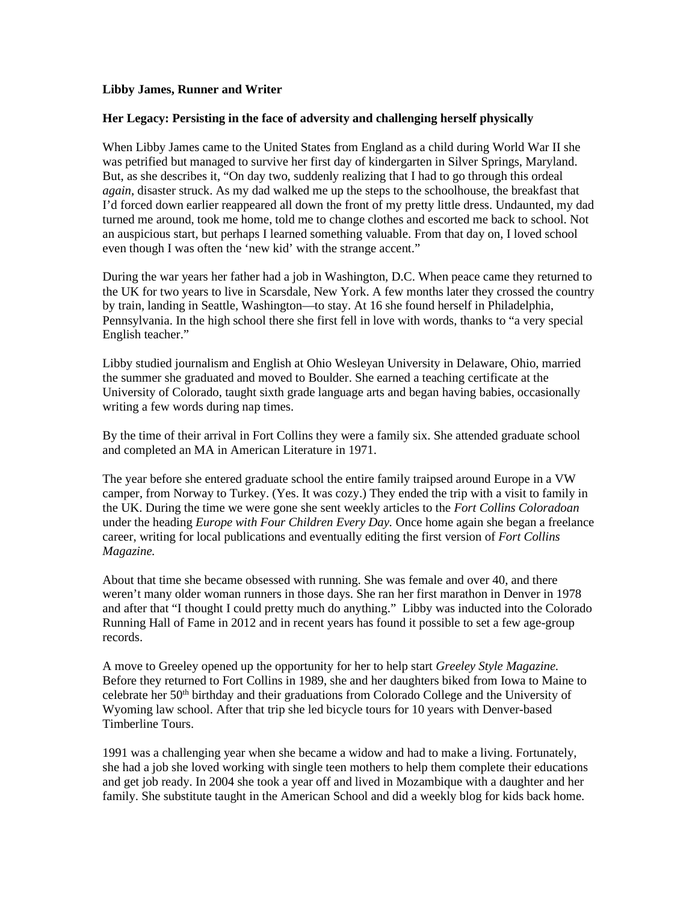**Libby James, Runner and Writer**

**Her Legacy: Persisting in the face of adversity and challenging herself physically**

When Libby James came to the United States from England as a child during World War II she was petrified but managed to survive her first day of kindergarten in Silver Springs, Maryland. But, as she describes it, "On day two, suddenly realizing that I had to go through this ordeal *again*, disaster struck. As my dad walked me up the steps to the schoolhouse, the breakfast that I'd forced down earlier reappeared all down the front of my pretty little dress. Undaunted, my dad turned me around, took me home, told me to change clothes and escorted me back to school. Not an auspicious start, but perhaps I learned something valuable. From that day on, I loved school even though I was often the 'new kid' with the strange accent."

During the war years her father had a job in Washington, D.C. When peace came they returned to the UK for two years to live in Scarsdale, New York. A few months later they crossed the country by train, landing in Seattle, Washington—to stay. At 16 she found herself in Philadelphia, Pennsylvania. In the high school there she first fell in love with words, thanks to "a very special English teacher."

Libby studied journalism and English at Ohio Wesleyan University in Delaware, Ohio, married the summer she graduated and moved to Boulder. She earned a teaching certificate at the University of Colorado, taught sixth grade language arts and began having babies, occasionally writing a few words during nap times.

By the time of their arrival in Fort Collins they were a family six. She attended graduate school and completed an MA in American Literature in 1971.

The year before she entered graduate school the entire family traipsed around Europe in a VW camper, from Norway to Turkey. (Yes. It was cozy.) They ended the trip with a visit to family in the UK. During the time we were gone she sent weekly articles to the *Fort Collins Coloradoan* under the heading *Europe with Four Children Every Day.* Once home again she began a freelance career, writing for local publications and eventually editing the first version of *Fort Collins Magazine.*

About that time she became obsessed with running. She was female and over 40, and there weren't many older woman runners in those days. She ran her first marathon in Denver in 1978 and after that "I thought I could pretty much do anything." Libby was inducted into the Colorado Running Hall of Fame in 2012 and in recent years has found it possible to set a few age-group records.

A move to Greeley opened up the opportunity for her to help start *Greeley Style Magazine.* Before they returned to Fort Collins in 1989, she and her daughters biked from Iowa to Maine to celebrate her 50th birthday and their graduations from Colorado College and the University of Wyoming law school. After that trip she led bicycle tours for 10 years with Denver-based Timberline Tours.

1991 was a challenging year when she became a widow and had to make a living. Fortunately, she had a job she loved working with single teen mothers to help them complete their educations and get job ready. In 2004 she took a year off and lived in Mozambique with a daughter and her family. She substitute taught in the American School and did a weekly blog for kids back home.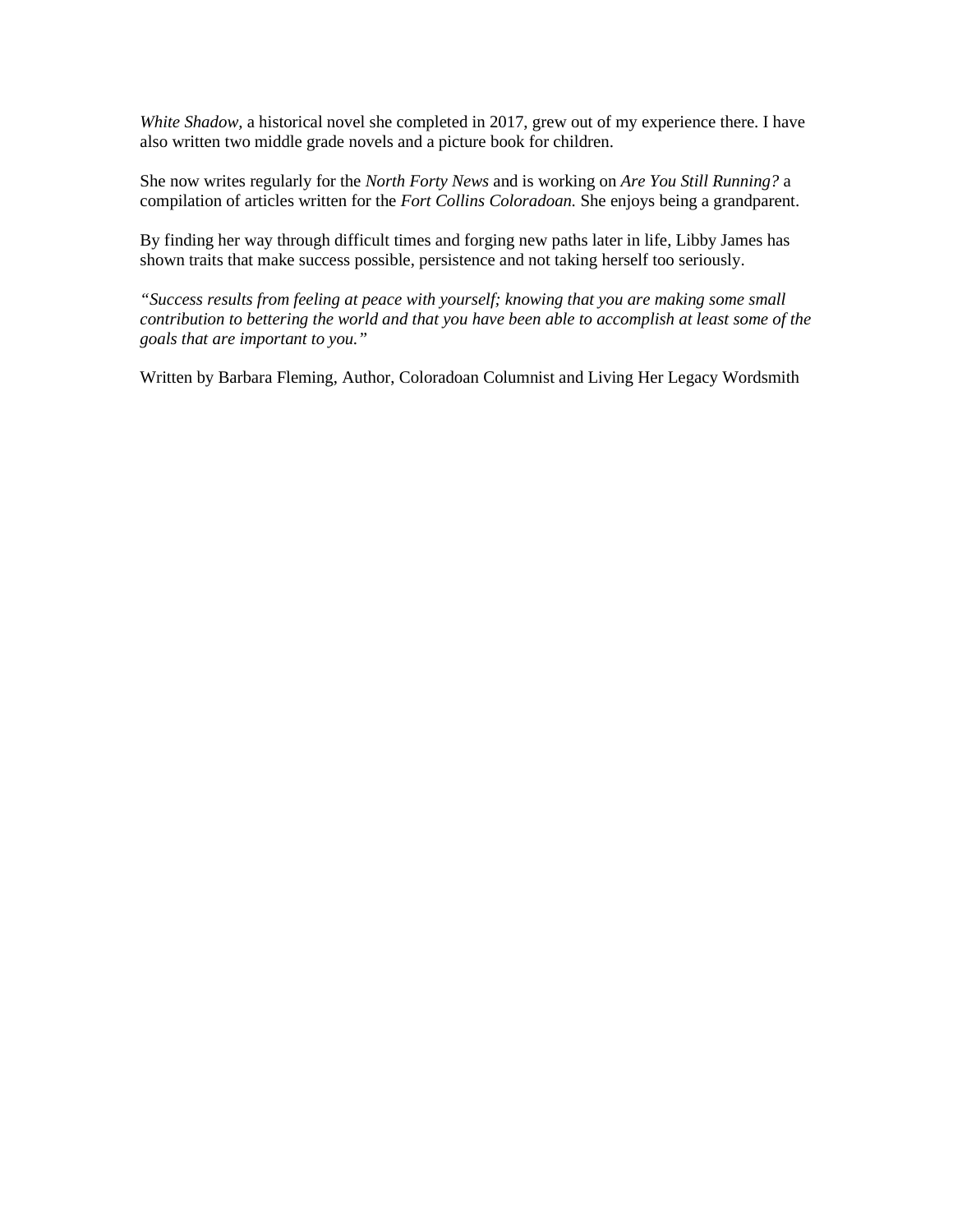*White Shadow*, a historical novel she completed in 2017, grew out of my experience there. I have also written two middle grade novels and a picture book for children.

She now writes regularly for the *North Forty News* and is working on *Are You Still Running?* a compilation of articles written for the *Fort Collins Coloradoan.* She enjoys being a grandparent.

By finding her way through difficult times and forging new paths later in life, Libby James has shown traits that make success possible, persistence and not taking herself too seriously.

*"Success results from feeling at peace with yourself; knowing that you are making some small contribution to bettering the world and that you have been able to accomplish at least some of the goals that are important to you."*

Written by Barbara Fleming, Author, Coloradoan Columnist and Living Her Legacy Wordsmith